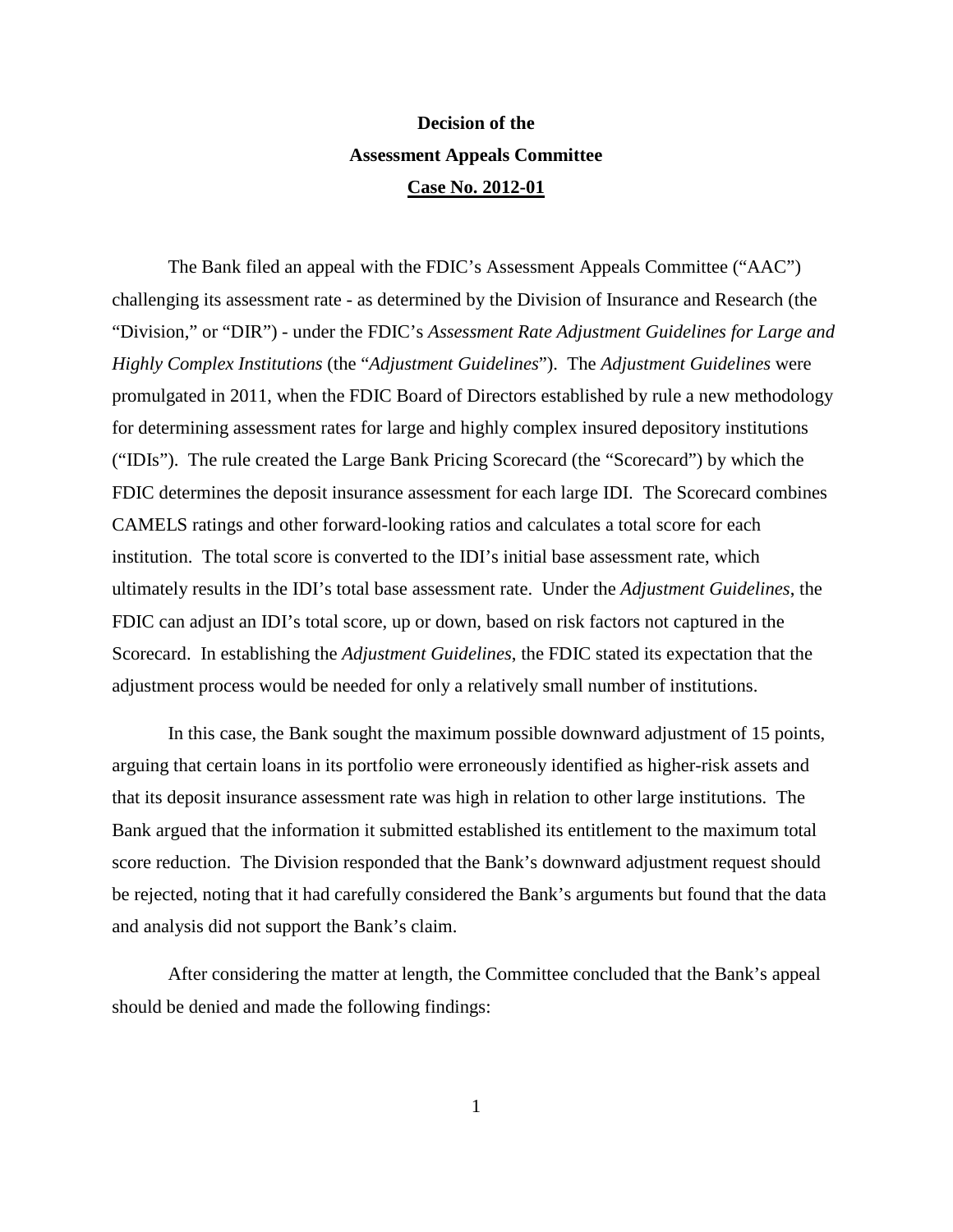**Decision of the**

**Assessment Appeals Committee**

**<u>Case No. 2012-01</u>**

The Bank filed an appeal with the FDIC's Assessment Appeals Committee ("AAC") challenging its assessment rate - as determined by the Division of Insurance and Research (the "Division," or "DIR") - under the FDIC's *Assessment Rate Adjustment Guidelines for Large and Highly Complex Institutions* (the "*Adjustment Guidelines*"). The *Adjustment Guidelines* were promulgated in 2011, when the FDIC Board of Directors established by rule a new methodology for determining assessment rates for large and highly complex insured depository institutions ("IDIs"). The rule created the Large Bank Pricing Scorecard (the "Scorecard") by which the FDIC determines the deposit insurance assessment for each large IDI. The Scorecard combines CAMELS ratings and other forward-looking ratios and calculates a total score for each institution. The total score is converted to the IDI's initial base assessment rate, which ultimately results in the IDI's total base assessment rate. Under the *Adjustment Guidelines*, the FDIC can adjust an IDI's total score, up or down, based on risk factors not captured in the Scorecard. In establishing the *Adjustment Guidelines*, the FDIC stated its expectation that the adjustment process would be needed for only a relatively small number of institutions.

In this case, the Bank sought the maximum possible downward adjustment of 15 points, arguing that certain loans in its portfolio were erroneously identified as higher-risk assets and that its deposit insurance assessment rate was high in relation to other large institutions. The Bank argued that the information it submitted established its entitlement to the maximum total score reduction. The Division responded that the Bank's downward adjustment request should be rejected, noting that it had carefully considered the Bank's arguments but found that the data and analysis did not support the Bank's claim.

After considering the matter at length, the Committee concluded that the Bank's appeal should be denied and made the following findings: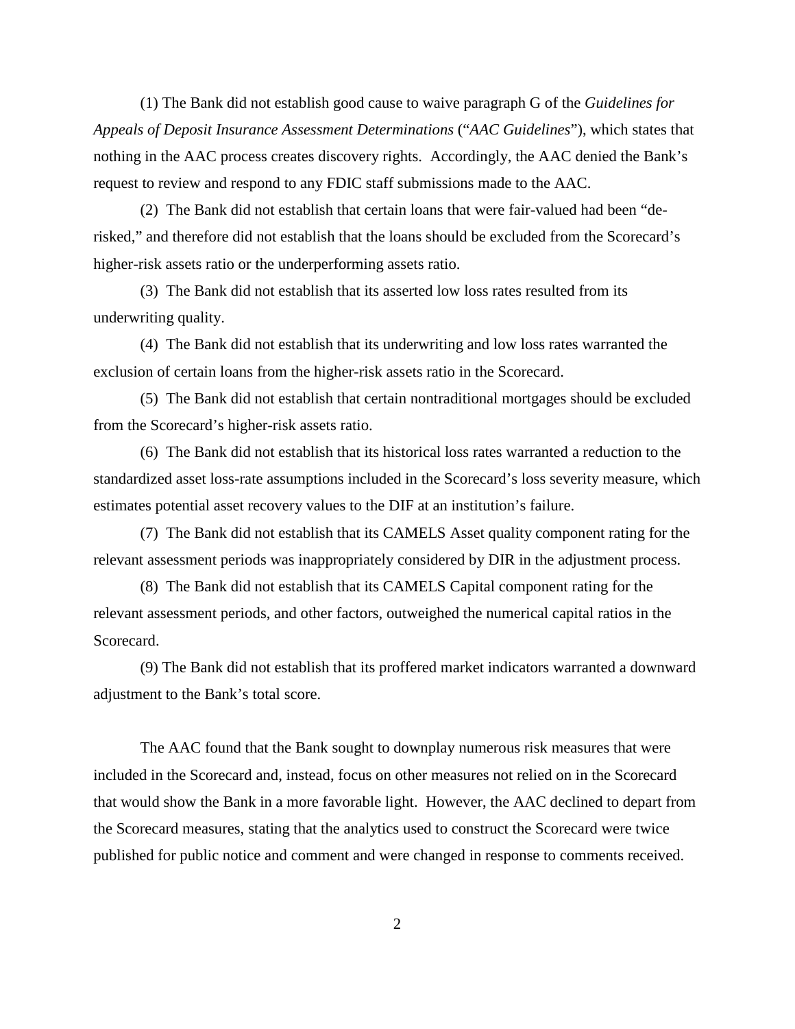(1) The Bank did not establish good cause to waive paragraph G of the *Guidelines for Appeals of Deposit Insurance Assessment Determinations* ("*AAC Guidelines*"), which states that nothing in the AAC process creates discovery rights. Accordingly, the AAC denied the Bank's request to review and respond to any FDIC staff submissions made to the AAC.

(2) The Bank did not establish that certain loans that were fair-valued had been "de-risked," and therefore did not establish that the loans should be excluded from the Scorecard's higher-risk assets ratio or the underperforming assets ratio.

(3) The Bank did not establish that its asserted low loss rates resulted from its underwriting quality.

(4) The Bank did not establish that its underwriting and low loss rates warranted the exclusion of certain loans from the higher-risk assets ratio in the Scorecard.

(5) The Bank did not establish that certain nontraditional mortgages should be excluded from the Scorecard's higher-risk assets ratio.

(6) The Bank did not establish that its historical loss rates warranted a reduction to the standardized asset loss-rate assumptions included in the Scorecard's loss severity measure, which estimates potential asset recovery values to the DIF at an institution's failure.

(7) The Bank did not establish that its CAMELS Asset quality component rating for the relevant assessment periods was inappropriately considered by DIR in the adjustment process.

(8) The Bank did not establish that its CAMELS Capital component rating for the relevant assessment periods, and other factors, outweighed the numerical capital ratios in the Scorecard.

(9) The Bank did not establish that its proffered market indicators warranted a downward adjustment to the Bank's total score.

The AAC found that the Bank sought to downplay numerous risk measures that were included in the Scorecard and, instead, focus on other measures not relied on in the Scorecard that would show the Bank in a more favorable light. However, the AAC declined to depart from the Scorecard measures, stating that the analytics used to construct the Scorecard were twice published for public notice and comment and were changed in response to comments received.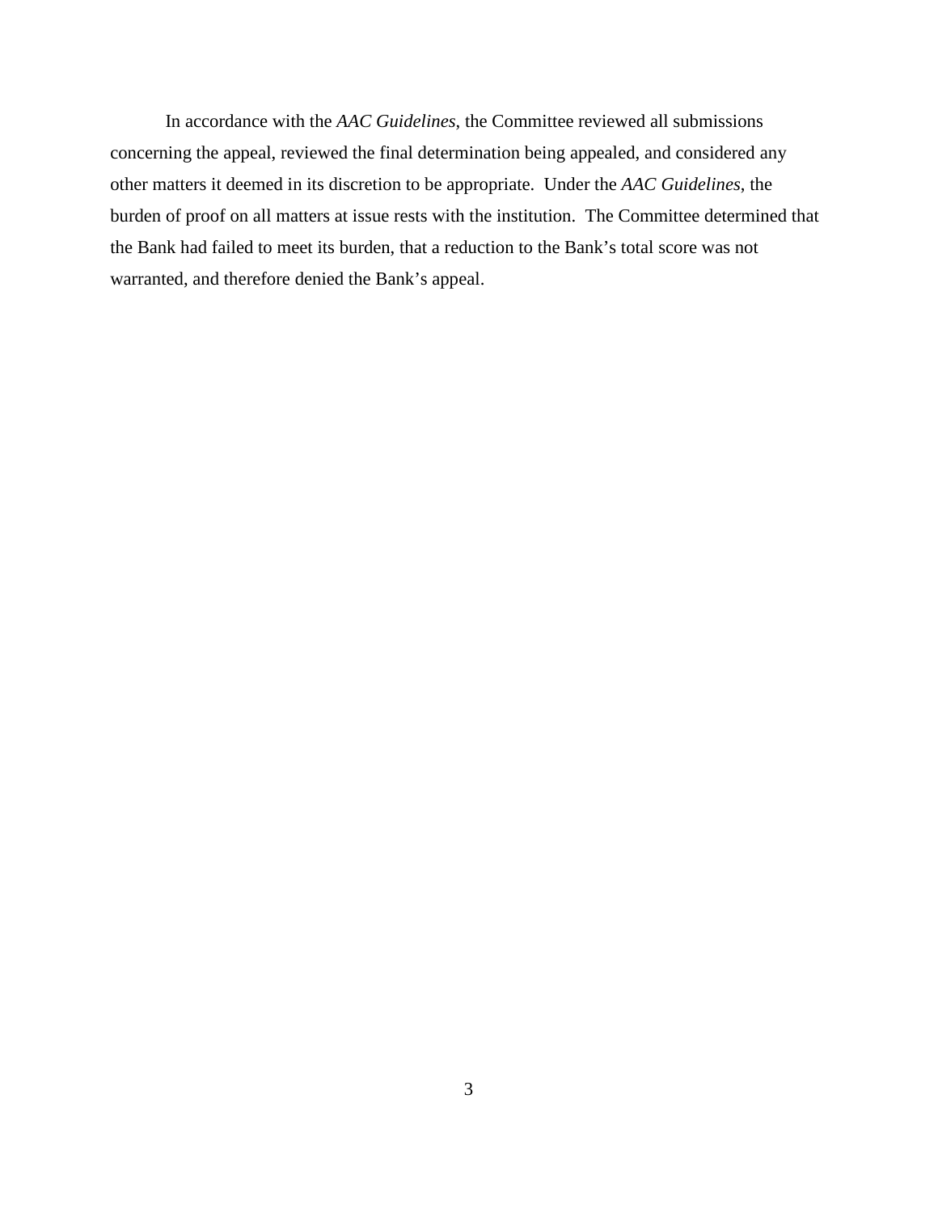In accordance with the *AAC Guidelines*, the Committee reviewed all submissions concerning the appeal, reviewed the final determination being appealed, and considered any other matters it deemed in its discretion to be appropriate. Under the *AAC Guidelines*, the burden of proof on all matters at issue rests with the institution. The Committee determined that the Bank had failed to meet its burden, that a reduction to the Bank's total score was not warranted, and therefore denied the Bank's appeal.